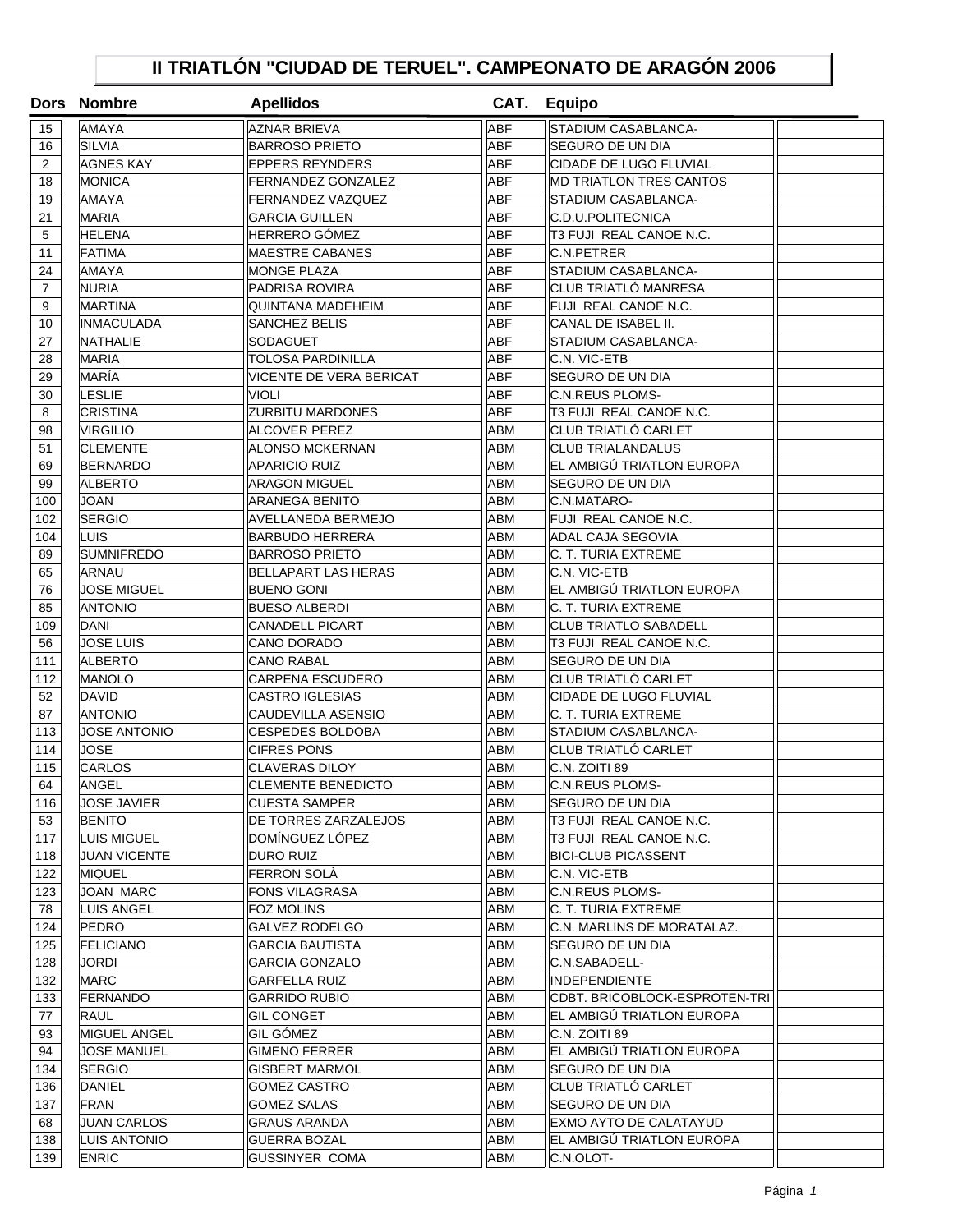# II TRIATLÓN "CIUDAD DE TERUEL". CAMPEONATO DE ARAGÓN 2006

| Dors | Nombre | Apellidos | CAT. | Equipo | |
|---|---|---|---|---|---|
| 15 | AMAYA | AZNAR BRIEVA | ABF | STADIUM CASABLANCA- | |
| 16 | SILVIA | BARROSO PRIETO | ABF | SEGURO DE UN DIA | |
| 2 | AGNES KAY | EPPERS REYNDERS | ABF | CIDADE DE LUGO FLUVIAL | |
| 18 | MONICA | FERNANDEZ GONZALEZ | ABF | MD TRIATLON TRES CANTOS | |
| 19 | AMAYA | FERNANDEZ VAZQUEZ | ABF | STADIUM CASABLANCA- | |
| 21 | MARIA | GARCIA GUILLEN | ABF | C.D.U.POLITECNICA | |
| 5 | HELENA | HERRERO GÓMEZ | ABF | T3 FUJI REAL CANOE N.C. | |
| 11 | FATIMA | MAESTRE CABANES | ABF | C.N.PETRER | |
| 24 | AMAYA | MONGE PLAZA | ABF | STADIUM CASABLANCA- | |
| 7 | NURIA | PADRISA ROVIRA | ABF | CLUB TRIATLÓ MANRESA | |
| 9 | MARTINA | QUINTANA MADEHEIM | ABF | FUJI REAL CANOE N.C. | |
| 10 | INMACULADA | SANCHEZ BELIS | ABF | CANAL DE ISABEL II. | |
| 27 | NATHALIE | SODAGUET | ABF | STADIUM CASABLANCA- | |
| 28 | MARIA | TOLOSA PARDINILLA | ABF | C.N. VIC-ETB | |
| 29 | MARÍA | VICENTE DE VERA BERICAT | ABF | SEGURO DE UN DIA | |
| 30 | LESLIE | VIOLI | ABF | C.N.REUS PLOMS- | |
| 8 | CRISTINA | ZURBITU MARDONES | ABF | T3 FUJI REAL CANOE N.C. | |
| 98 | VIRGILIO | ALCOVER PEREZ | ABM | CLUB TRIATLÓ CARLET | |
| 51 | CLEMENTE | ALONSO MCKERNAN | ABM | CLUB TRIALANDALUS | |
| 69 | BERNARDO | APARICIO RUIZ | ABM | EL AMBIGÚ TRIATLON EUROPA | |
| 99 | ALBERTO | ARAGON MIGUEL | ABM | SEGURO DE UN DIA | |
| 100 | JOAN | ARANEGA BENITO | ABM | C.N.MATARO- | |
| 102 | SERGIO | AVELLANEDA BERMEJO | ABM | FUJI REAL CANOE N.C. | |
| 104 | LUIS | BARBUDO HERRERA | ABM | ADAL CAJA SEGOVIA | |
| 89 | SUMNIFREDO | BARROSO PRIETO | ABM | C. T. TURIA EXTREME | |
| 65 | ARNAU | BELLAPART LAS HERAS | ABM | C.N. VIC-ETB | |
| 76 | JOSE MIGUEL | BUENO GONI | ABM | EL AMBIGÚ TRIATLON EUROPA | |
| 85 | ANTONIO | BUESO ALBERDI | ABM | C. T. TURIA EXTREME | |
| 109 | DANI | CANADELL PICART | ABM | CLUB TRIATLO SABADELL | |
| 56 | JOSE LUIS | CANO DORADO | ABM | T3 FUJI REAL CANOE N.C. | |
| 111 | ALBERTO | CANO RABAL | ABM | SEGURO DE UN DIA | |
| 112 | MANOLO | CARPENA ESCUDERO | ABM | CLUB TRIATLÓ CARLET | |
| 52 | DAVID | CASTRO IGLESIAS | ABM | CIDADE DE LUGO FLUVIAL | |
| 87 | ANTONIO | CAUDEVILLA ASENSIO | ABM | C. T. TURIA EXTREME | |
| 113 | JOSE ANTONIO | CESPEDES BOLDOBA | ABM | STADIUM CASABLANCA- | |
| 114 | JOSE | CIFRES PONS | ABM | CLUB TRIATLÓ CARLET | |
| 115 | CARLOS | CLAVERAS DILOY | ABM | C.N. ZOITI 89 | |
| 64 | ANGEL | CLEMENTE BENEDICTO | ABM | C.N.REUS PLOMS- | |
| 116 | JOSE JAVIER | CUESTA SAMPER | ABM | SEGURO DE UN DIA | |
| 53 | BENITO | DE TORRES ZARZALEJOS | ABM | T3 FUJI REAL CANOE N.C. | |
| 117 | LUIS MIGUEL | DOMÍNGUEZ LÓPEZ | ABM | T3 FUJI REAL CANOE N.C. | |
| 118 | JUAN VICENTE | DURO RUIZ | ABM | BICI-CLUB PICASSENT | |
| 122 | MIQUEL | FERRON SOLÀ | ABM | C.N. VIC-ETB | |
| 123 | JOAN MARC | FONS VILAGRASA | ABM | C.N.REUS PLOMS- | |
| 78 | LUIS ANGEL | FOZ MOLINS | ABM | C. T. TURIA EXTREME | |
| 124 | PEDRO | GALVEZ RODELGO | ABM | C.N. MARLINS DE MORATALAZ. | |
| 125 | FELICIANO | GARCIA BAUTISTA | ABM | SEGURO DE UN DIA | |
| 128 | JORDI | GARCIA GONZALO | ABM | C.N.SABADELL- | |
| 132 | MARC | GARFELLA RUIZ | ABM | INDEPENDIENTE | |
| 133 | FERNANDO | GARRIDO RUBIO | ABM | CDBT. BRICOBLOCK-ESPROTEN-TRI | |
| 77 | RAUL | GIL CONGET | ABM | EL AMBIGÚ TRIATLON EUROPA | |
| 93 | MIGUEL ANGEL | GIL GÓMEZ | ABM | C.N. ZOITI 89 | |
| 94 | JOSE MANUEL | GIMENO FERRER | ABM | EL AMBIGÚ TRIATLON EUROPA | |
| 134 | SERGIO | GISBERT MARMOL | ABM | SEGURO DE UN DIA | |
| 136 | DANIEL | GOMEZ CASTRO | ABM | CLUB TRIATLÓ CARLET | |
| 137 | FRAN | GOMEZ SALAS | ABM | SEGURO DE UN DIA | |
| 68 | JUAN CARLOS | GRAUS ARANDA | ABM | EXMO AYTO DE CALATAYUD | |
| 138 | LUIS ANTONIO | GUERRA BOZAL | ABM | EL AMBIGÚ TRIATLON EUROPA | |
| 139 | ENRIC | GUSSINYER COMA | ABM | C.N.OLOT- | |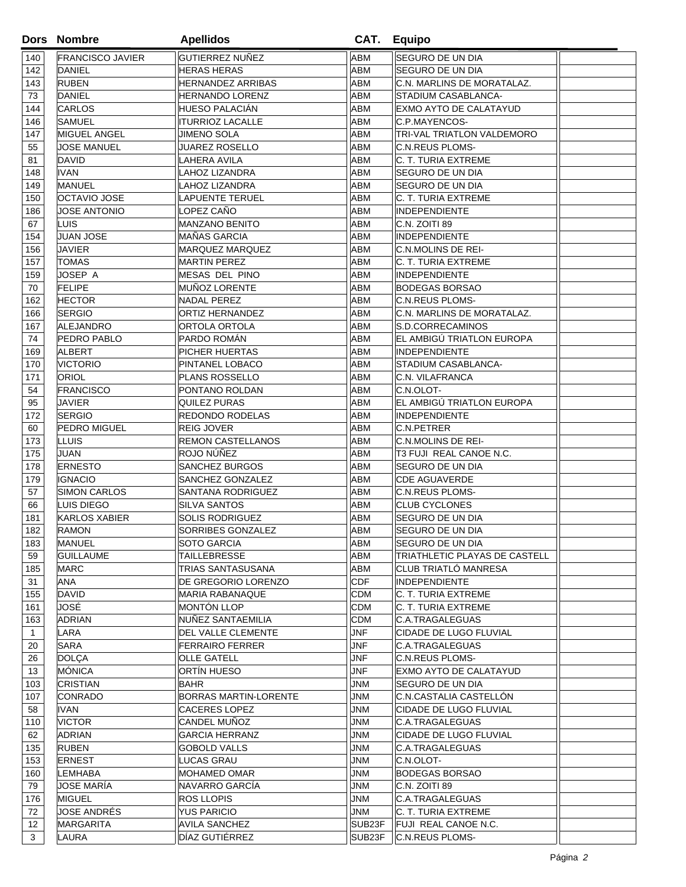| Dors | Nombre | Apellidos | CAT. | Equipo | |
|---|---|---|---|---|---|
| 140 | FRANCISCO JAVIER | GUTIERREZ NUÑEZ | ABM | SEGURO DE UN DIA | |
| 142 | DANIEL | HERAS HERAS | ABM | SEGURO DE UN DIA | |
| 143 | RUBEN | HERNANDEZ ARRIBAS | ABM | C.N. MARLINS DE MORATALAZ. | |
| 73 | DANIEL | HERNANDO LORENZ | ABM | STADIUM CASABLANCA- | |
| 144 | CARLOS | HUESO PALACIÁN | ABM | EXMO AYTO DE CALATAYUD | |
| 146 | SAMUEL | ITURRIOZ LACALLE | ABM | C.P.MAYENCOS- | |
| 147 | MIGUEL ANGEL | JIMENO SOLA | ABM | TRI-VAL TRIATLON VALDEMORO | |
| 55 | JOSE MANUEL | JUAREZ ROSELLO | ABM | C.N.REUS PLOMS- | |
| 81 | DAVID | LAHERA AVILA | ABM | C. T. TURIA EXTREME | |
| 148 | IVAN | LAHOZ LIZANDRA | ABM | SEGURO DE UN DIA | |
| 149 | MANUEL | LAHOZ LIZANDRA | ABM | SEGURO DE UN DIA | |
| 150 | OCTAVIO JOSE | LAPUENTE TERUEL | ABM | C. T. TURIA EXTREME | |
| 186 | JOSE ANTONIO | LOPEZ CAÑO | ABM | INDEPENDIENTE | |
| 67 | LUIS | MANZANO BENITO | ABM | C.N. ZOITI 89 | |
| 154 | JUAN JOSE | MAÑAS GARCIA | ABM | INDEPENDIENTE | |
| 156 | JAVIER | MARQUEZ MARQUEZ | ABM | C.N.MOLINS DE REI- | |
| 157 | TOMAS | MARTIN PEREZ | ABM | C. T. TURIA EXTREME | |
| 159 | JOSEP A | MESAS DEL PINO | ABM | INDEPENDIENTE | |
| 70 | FELIPE | MUÑOZ LORENTE | ABM | BODEGAS BORSAO | |
| 162 | HECTOR | NADAL PEREZ | ABM | C.N.REUS PLOMS- | |
| 166 | SERGIO | ORTIZ HERNANDEZ | ABM | C.N. MARLINS DE MORATALAZ. | |
| 167 | ALEJANDRO | ORTOLA ORTOLA | ABM | S.D.CORRECAMINOS | |
| 74 | PEDRO PABLO | PARDO ROMÁN | ABM | EL AMBIGÚ TRIATLON EUROPA | |
| 169 | ALBERT | PICHER HUERTAS | ABM | INDEPENDIENTE | |
| 170 | VICTORIO | PINTANEL LOBACO | ABM | STADIUM CASABLANCA- | |
| 171 | ORIOL | PLANS ROSSELLO | ABM | C.N. VILAFRANCA | |
| 54 | FRANCISCO | PONTANO ROLDAN | ABM | C.N.OLOT- | |
| 95 | JAVIER | QUILEZ PURAS | ABM | EL AMBIGÚ TRIATLON EUROPA | |
| 172 | SERGIO | REDONDO RODELAS | ABM | INDEPENDIENTE | |
| 60 | PEDRO MIGUEL | REIG JOVER | ABM | C.N.PETRER | |
| 173 | LLUIS | REMON CASTELLANOS | ABM | C.N.MOLINS DE REI- | |
| 175 | JUAN | ROJO NÚÑEZ | ABM | T3 FUJI REAL CANOE N.C. | |
| 178 | ERNESTO | SANCHEZ BURGOS | ABM | SEGURO DE UN DIA | |
| 179 | IGNACIO | SANCHEZ GONZALEZ | ABM | CDE AGUAVERDE | |
| 57 | SIMON CARLOS | SANTANA RODRIGUEZ | ABM | C.N.REUS PLOMS- | |
| 66 | LUIS DIEGO | SILVA SANTOS | ABM | CLUB CYCLONES | |
| 181 | KARLOS XABIER | SOLIS RODRIGUEZ | ABM | SEGURO DE UN DIA | |
| 182 | RAMON | SORRIBES GONZALEZ | ABM | SEGURO DE UN DIA | |
| 183 | MANUEL | SOTO GARCIA | ABM | SEGURO DE UN DIA | |
| 59 | GUILLAUME | TAILLEBRESSE | ABM | TRIATHLETIC PLAYAS DE CASTELL | |
| 185 | MARC | TRIAS SANTASUSANA | ABM | CLUB TRIATLÓ MANRESA | |
| 31 | ANA | DE GREGORIO LORENZO | CDF | INDEPENDIENTE | |
| 155 | DAVID | MARIA RABANAQUE | CDM | C. T. TURIA EXTREME | |
| 161 | JOSÉ | MONTÓN LLOP | CDM | C. T. TURIA EXTREME | |
| 163 | ADRIAN | NUÑEZ SANTAEMILIA | CDM | C.A.TRAGALEGUAS | |
| 1 | LARA | DEL VALLE CLEMENTE | JNF | CIDADE DE LUGO FLUVIAL | |
| 20 | SARA | FERRAIRO FERRER | JNF | C.A.TRAGALEGUAS | |
| 26 | DOLÇA | OLLE GATELL | JNF | C.N.REUS PLOMS- | |
| 13 | MÓNICA | ORTÍN HUESO | JNF | EXMO AYTO DE CALATAYUD | |
| 103 | CRISTIAN | BAHR | JNM | SEGURO DE UN DIA | |
| 107 | CONRADO | BORRAS MARTIN-LORENTE | JNM | C.N.CASTALIA CASTELLÓN | |
| 58 | IVAN | CACERES LOPEZ | JNM | CIDADE DE LUGO FLUVIAL | |
| 110 | VICTOR | CANDEL MUÑOZ | JNM | C.A.TRAGALEGUAS | |
| 62 | ADRIAN | GARCIA HERRANZ | JNM | CIDADE DE LUGO FLUVIAL | |
| 135 | RUBEN | GOBOLD VALLS | JNM | C.A.TRAGALEGUAS | |
| 153 | ERNEST | LUCAS GRAU | JNM | C.N.OLOT- | |
| 160 | LEMHABA | MOHAMED OMAR | JNM | BODEGAS BORSAO | |
| 79 | JOSE MARÍA | NAVARRO GARCÍA | JNM | C.N. ZOITI 89 | |
| 176 | MIGUEL | ROS LLOPIS | JNM | C.A.TRAGALEGUAS | |
| 72 | JOSE ANDRÉS | YUS PARICIO | JNM | C. T. TURIA EXTREME | |
| 12 | MARGARITA | AVILA SANCHEZ | SUB23F | FUJI REAL CANOE N.C. | |
| 3 | LAURA | DÍAZ GUTIÉRREZ | SUB23F | C.N.REUS PLOMS- | |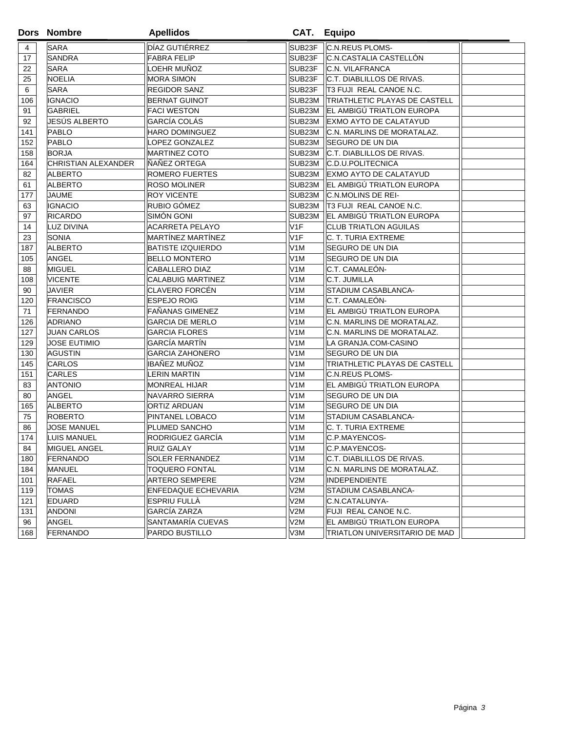| Dors | Nombre | Apellidos | CAT. | Equipo | |
|---|---|---|---|---|---|
| 4 | SARA | DÍAZ GUTIÉRREZ | SUB23F | C.N.REUS PLOMS- | |
| 17 | SANDRA | FABRA FELIP | SUB23F | C.N.CASTALIA CASTELLÓN | |
| 22 | SARA | LOEHR MUÑOZ | SUB23F | C.N. VILAFRANCA | |
| 25 | NOELIA | MORA SIMON | SUB23F | C.T. DIABLILLOS DE RIVAS. | |
| 6 | SARA | REGIDOR SANZ | SUB23F | T3 FUJI REAL CANOE N.C. | |
| 106 | IGNACIO | BERNAT GUINOT | SUB23M | TRIATHLETIC PLAYAS DE CASTELL | |
| 91 | GABRIEL | FACI WESTON | SUB23M | EL AMBIGÚ TRIATLON EUROPA | |
| 92 | JESÚS ALBERTO | GARCÍA COLÁS | SUB23M | EXMO AYTO DE CALATAYUD | |
| 141 | PABLO | HARO DOMINGUEZ | SUB23M | C.N. MARLINS DE MORATALAZ. | |
| 152 | PABLO | LOPEZ GONZALEZ | SUB23M | SEGURO DE UN DIA | |
| 158 | BORJA | MARTINEZ COTO | SUB23M | C.T. DIABLILLOS DE RIVAS. | |
| 164 | CHRISTIAN ALEXANDER | ÑAÑEZ ORTEGA | SUB23M | C.D.U.POLITECNICA | |
| 82 | ALBERTO | ROMERO FUERTES | SUB23M | EXMO AYTO DE CALATAYUD | |
| 61 | ALBERTO | ROSO MOLINER | SUB23M | EL AMBIGÚ TRIATLON EUROPA | |
| 177 | JAUME | ROY VICENTE | SUB23M | C.N.MOLINS DE REI- | |
| 63 | IGNACIO | RUBIO GÓMEZ | SUB23M | T3 FUJI REAL CANOE N.C. | |
| 97 | RICARDO | SIMÓN GONI | SUB23M | EL AMBIGÚ TRIATLON EUROPA | |
| 14 | LUZ DIVINA | ACARRETA PELAYO | V1F | CLUB TRIATLON AGUILAS | |
| 23 | SONIA | MARTÍNEZ MARTÍNEZ | V1F | C. T. TURIA EXTREME | |
| 187 | ALBERTO | BATISTE IZQUIERDO | V1M | SEGURO DE UN DIA | |
| 105 | ANGEL | BELLO MONTERO | V1M | SEGURO DE UN DIA | |
| 88 | MIGUEL | CABALLERO DIAZ | V1M | C.T. CAMALEÓN- | |
| 108 | VICENTE | CALABUIG MARTINEZ | V1M | C.T. JUMILLA | |
| 90 | JAVIER | CLAVERO FORCÉN | V1M | STADIUM CASABLANCA- | |
| 120 | FRANCISCO | ESPEJO ROIG | V1M | C.T. CAMALEÓN- | |
| 71 | FERNANDO | FAÑANAS GIMENEZ | V1M | EL AMBIGÚ TRIATLON EUROPA | |
| 126 | ADRIANO | GARCIA DE MERLO | V1M | C.N. MARLINS DE MORATALAZ. | |
| 127 | JUAN CARLOS | GARCIA FLORES | V1M | C.N. MARLINS DE MORATALAZ. | |
| 129 | JOSE EUTIMIO | GARCÍA MARTÍN | V1M | LA GRANJA.COM-CASINO | |
| 130 | AGUSTIN | GARCIA ZAHONERO | V1M | SEGURO DE UN DIA | |
| 145 | CARLOS | IBAÑEZ MUÑOZ | V1M | TRIATHLETIC PLAYAS DE CASTELL | |
| 151 | CARLES | LERIN MARTIN | V1M | C.N.REUS PLOMS- | |
| 83 | ANTONIO | MONREAL HIJAR | V1M | EL AMBIGÚ TRIATLON EUROPA | |
| 80 | ANGEL | NAVARRO SIERRA | V1M | SEGURO DE UN DIA | |
| 165 | ALBERTO | ORTIZ ARDUAN | V1M | SEGURO DE UN DIA | |
| 75 | ROBERTO | PINTANEL LOBACO | V1M | STADIUM CASABLANCA- | |
| 86 | JOSE MANUEL | PLUMED SANCHO | V1M | C. T. TURIA EXTREME | |
| 174 | LUIS MANUEL | RODRIGUEZ GARCÍA | V1M | C.P.MAYENCOS- | |
| 84 | MIGUEL ANGEL | RUIZ GALAY | V1M | C.P.MAYENCOS- | |
| 180 | FERNANDO | SOLER FERNANDEZ | V1M | C.T. DIABLILLOS DE RIVAS. | |
| 184 | MANUEL | TOQUERO FONTAL | V1M | C.N. MARLINS DE MORATALAZ. | |
| 101 | RAFAEL | ARTERO SEMPERE | V2M | INDEPENDIENTE | |
| 119 | TOMAS | ENFEDAQUE ECHEVARIA | V2M | STADIUM CASABLANCA- | |
| 121 | EDUARD | ESPRIU FULLÀ | V2M | C.N.CATALUNYA- | |
| 131 | ANDONI | GARCÍA ZARZA | V2M | FUJI REAL CANOE N.C. | |
| 96 | ANGEL | SANTAMARÍA CUEVAS | V2M | EL AMBIGÚ TRIATLON EUROPA | |
| 168 | FERNANDO | PARDO BUSTILLO | V3M | TRIATLON UNIVERSITARIO DE MAD | |